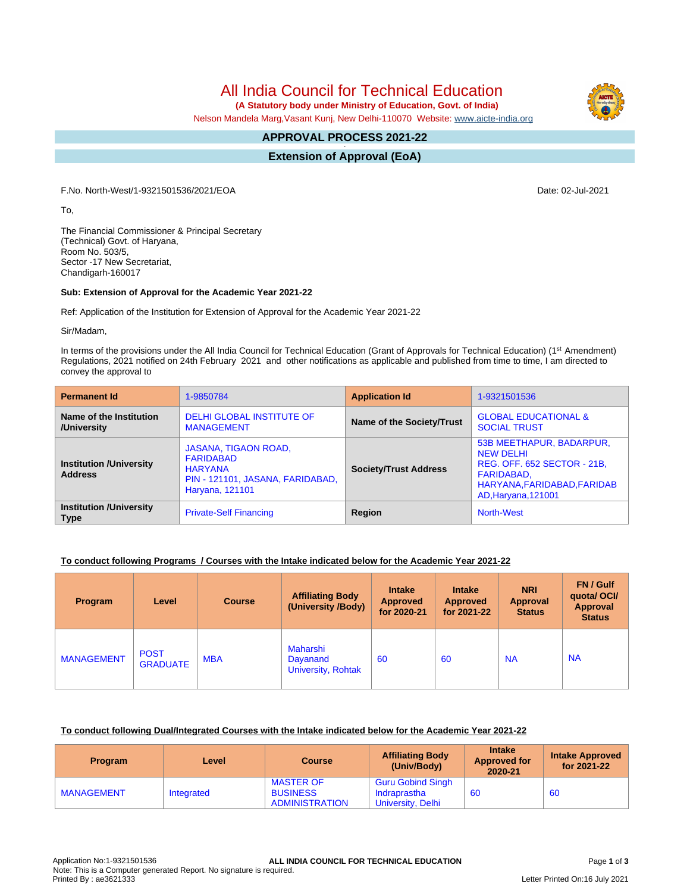# All India Council for Technical Education

**(A Statutory body under Ministry of Education, Govt. of India)**

Nelson Mandela Marg,Vasant Kunj, New Delhi-110070 Website: www.aicte-india.org

## APPROVAL PROCESS 2021-22

## Extension of Approval (EoA)

F.No. North-West/1-9321501536/2021/EOA

Date: 02-Jul-2021

To,

The Financial Commissioner & Principal Secretary
(Technical) Govt. of Haryana,
Room No. 503/5,
Sector -17 New Secretariat,
Chandigarh-160017

**Sub: Extension of Approval for the Academic Year 2021-22**

Ref: Application of the Institution for Extension of Approval for the Academic Year 2021-22

Sir/Madam,

In terms of the provisions under the All India Council for Technical Education (Grant of Approvals for Technical Education) (1st Amendment) Regulations, 2021 notified on 24th February 2021 and other notifications as applicable and published from time to time, I am directed to convey the approval to

| **Permanent Id** | 1-9850784 | **Application Id** | 1-9321501536 |
|---|---|---|---|
| **Name of the Institution /University** | DELHI GLOBAL INSTITUTE OF MANAGEMENT | **Name of the Society/Trust** | GLOBAL EDUCATIONAL & SOCIAL TRUST |
| **Institution /University Address** | JASANA, TIGAON ROAD, FARIDABAD HARYANA PIN - 121101, JASANA, FARIDABAD, Haryana, 121101 | **Society/Trust Address** | 53B MEETHAPUR, BADARPUR, NEW DELHI REG. OFF. 652 SECTOR - 21B, FARIDABAD, HARYANA,FARIDABAD,FARIDAB AD,Haryana,121001 |
| **Institution /University Type** | Private-Self Financing | **Region** | North-West |

**To conduct following Programs / Courses with the Intake indicated below for the Academic Year 2021-22**

| Program | Level | Course | Affiliating Body (University /Body) | Intake Approved for 2020-21 | Intake Approved for 2021-22 | NRI Approval Status | FN / Gulf quota/ OCI/ Approval Status |
|---|---|---|---|---|---|---|---|
| MANAGEMENT | POST GRADUATE | MBA | Maharshi Dayanand University, Rohtak | 60 | 60 | NA | NA |

**To conduct following Dual/Integrated Courses with the Intake indicated below for the Academic Year 2021-22**

| Program | Level | Course | Affiliating Body (Univ/Body) | Intake Approved for 2020-21 | Intake Approved for 2021-22 |
|---|---|---|---|---|---|
| MANAGEMENT | Integrated | MASTER OF BUSINESS ADMINISTRATION | Guru Gobind Singh Indraprastha University, Delhi | 60 | 60 |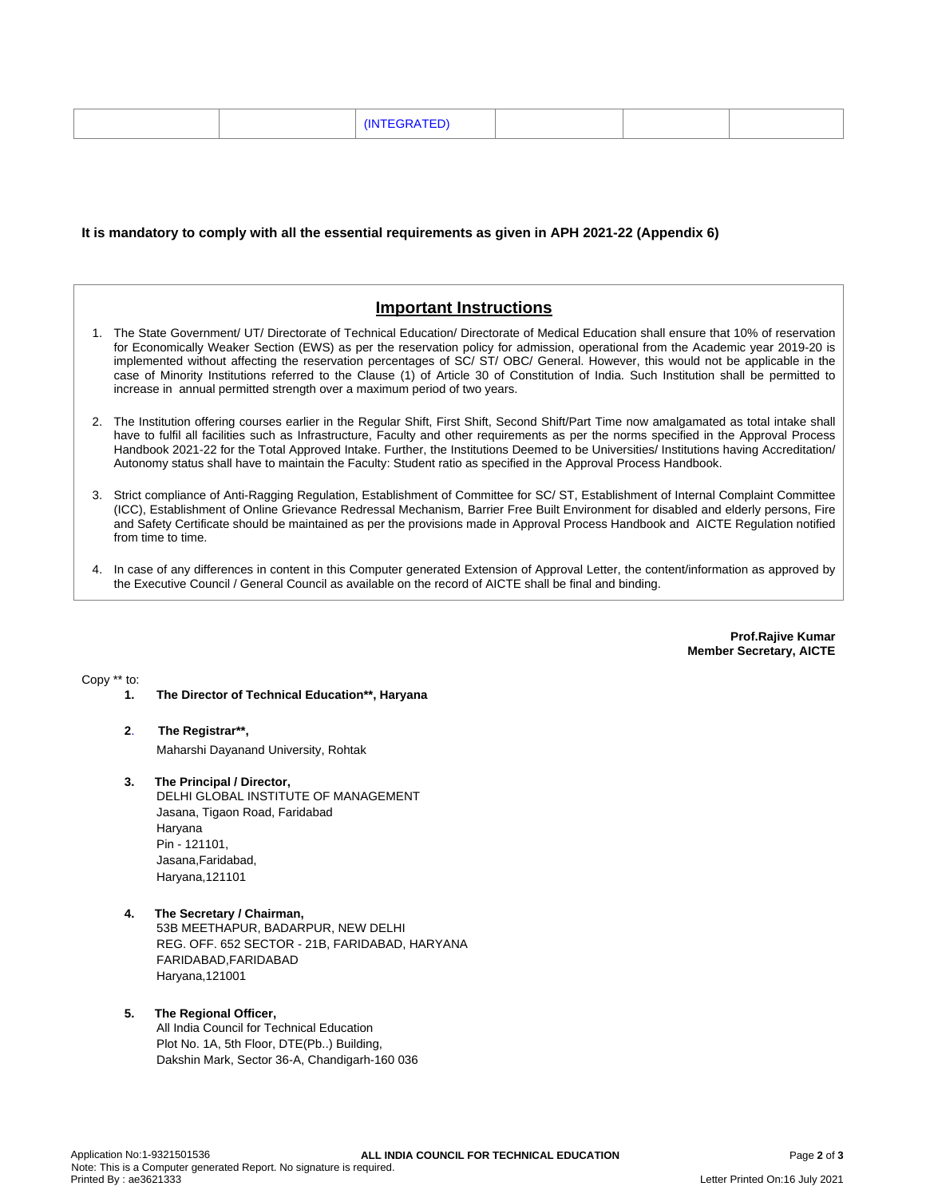|  |  | (INTEGRATED) |  |  |  |
|---|---|---|---|---|---|

**It is mandatory to comply with all the essential requirements as given in APH 2021-22 (Appendix 6)**

## Important Instructions

1. The State Government/ UT/ Directorate of Technical Education/ Directorate of Medical Education shall ensure that 10% of reservation for Economically Weaker Section (EWS) as per the reservation policy for admission, operational from the Academic year 2019-20 is implemented without affecting the reservation percentages of SC/ ST/ OBC/ General. However, this would not be applicable in the case of Minority Institutions referred to the Clause (1) of Article 30 of Constitution of India. Such Institution shall be permitted to increase in annual permitted strength over a maximum period of two years.

2. The Institution offering courses earlier in the Regular Shift, First Shift, Second Shift/Part Time now amalgamated as total intake shall have to fulfil all facilities such as Infrastructure, Faculty and other requirements as per the norms specified in the Approval Process Handbook 2021-22 for the Total Approved Intake. Further, the Institutions Deemed to be Universities/ Institutions having Accreditation/ Autonomy status shall have to maintain the Faculty: Student ratio as specified in the Approval Process Handbook.

3. Strict compliance of Anti-Ragging Regulation, Establishment of Committee for SC/ ST, Establishment of Internal Complaint Committee (ICC), Establishment of Online Grievance Redressal Mechanism, Barrier Free Built Environment for disabled and elderly persons, Fire and Safety Certificate should be maintained as per the provisions made in Approval Process Handbook and AICTE Regulation notified from time to time.

4. In case of any differences in content in this Computer generated Extension of Approval Letter, the content/information as approved by the Executive Council / General Council as available on the record of AICTE shall be final and binding.

**Prof.Rajive Kumar**
**Member Secretary, AICTE**

Copy ** to:

1. **The Director of Technical Education**, Haryana**

2. **The Registrar**,**
   Maharshi Dayanand University, Rohtak

3. **The Principal / Director,**
   DELHI GLOBAL INSTITUTE OF MANAGEMENT
   Jasana, Tigaon Road, Faridabad
   Haryana
   Pin - 121101,
   Jasana,Faridabad,
   Haryana,121101

4. **The Secretary / Chairman,**
   53B MEETHAPUR, BADARPUR, NEW DELHI
   REG. OFF. 652 SECTOR - 21B, FARIDABAD, HARYANA
   FARIDABAD,FARIDABAD
   Haryana,121001

5. **The Regional Officer,**
   All India Council for Technical Education
   Plot No. 1A, 5th Floor, DTE(Pb..) Building,
   Dakshin Mark, Sector 36-A, Chandigarh-160 036

Application No:1-9321501536
Note: This is a Computer generated Report. No signature is required.
Printed By : ae3621333
Letter Printed On:16 July 2021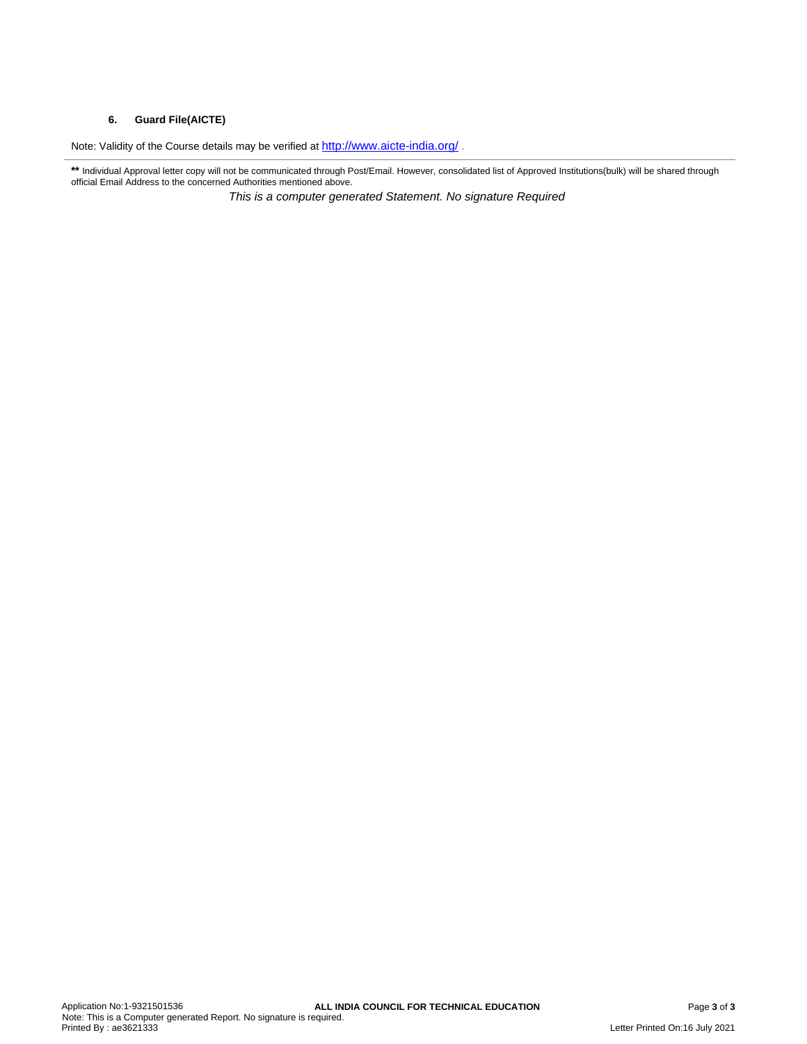6. **Guard File(AICTE)**

Note: Validity of the Course details may be verified at http://www.aicte-india.org/ .

---

**\*\*** Individual Approval letter copy will not be communicated through Post/Email. However, consolidated list of Approved Institutions(bulk) will be shared through official Email Address to the concerned Authorities mentioned above.

*This is a computer generated Statement. No signature Required*

Application No:1-9321501536
Note: This is a Computer generated Report. No signature is required.
Printed By : ae3621333

Letter Printed On:16 July 2021